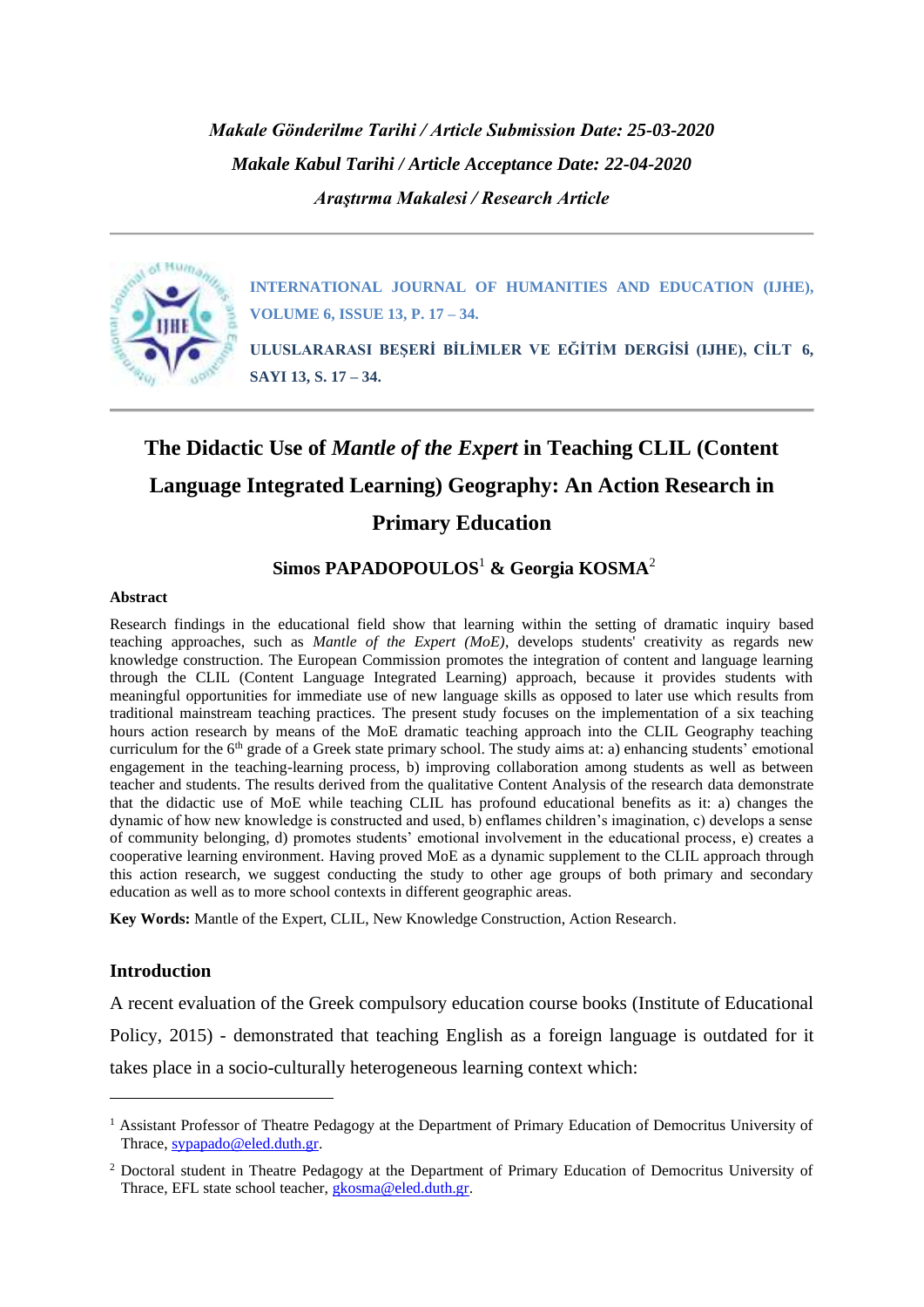*Makale Gönderilme Tarihi / Article Submission Date: 25-03-2020*

*Makale Kabul Tarihi / Article Acceptance Date: 22-04-2020*

*Araştırma Makalesi / Research Article*

**INTERNATIONAL JOURNAL OF HUMANITIES AND EDUCATION (IJHE), VOLUME 6, ISSUE 13, P. 17 – 34.**

**ULUSLARARASI BEŞERİ BİLİMLER VE EĞİTİM DERGİSİ (IJHE), CİLT 6, SAYI 13, S. 17 – 34.**

# The Didactic Use of *Mantle of the Expert* in Teaching CLIL (Content Language Integrated Learning) Geography: An Action Research in Primary Education

**Simos PAPADOPOULOS[1] & Georgia KOSMA[2]**

**Abstract**

Research findings in the educational field show that learning within the setting of dramatic inquiry based teaching approaches, such as *Mantle of the Expert (MoE)*, develops students' creativity as regards new knowledge construction. The European Commission promotes the integration of content and language learning through the CLIL (Content Language Integrated Learning) approach, because it provides students with meaningful opportunities for immediate use of new language skills as opposed to later use which results from traditional mainstream teaching practices. The present study focuses on the implementation of a six teaching hours action research by means of the MoE dramatic teaching approach into the CLIL Geography teaching curriculum for the 6th grade of a Greek state primary school. The study aims at: a) enhancing students' emotional engagement in the teaching-learning process, b) improving collaboration among students as well as between teacher and students. The results derived from the qualitative Content Analysis of the research data demonstrate that the didactic use of MoE while teaching CLIL has profound educational benefits as it: a) changes the dynamic of how new knowledge is constructed and used, b) enflames children's imagination, c) develops a sense of community belonging, d) promotes students' emotional involvement in the educational process, e) creates a cooperative learning environment. Having proved MoE as a dynamic supplement to the CLIL approach through this action research, we suggest conducting the study to other age groups of both primary and secondary education as well as to more school contexts in different geographic areas.

**Key Words:** Mantle of the Expert, CLIL, New Knowledge Construction, Action Research.

## Introduction

A recent evaluation of the Greek compulsory education course books (Institute of Educational Policy, 2015) - demonstrated that teaching English as a foreign language is outdated for it takes place in a socio-culturally heterogeneous learning context which:

---

[1] Assistant Professor of Theatre Pedagogy at the Department of Primary Education of Democritus University of Thrace, sypapado@eled.duth.gr.

[2] Doctoral student in Theatre Pedagogy at the Department of Primary Education of Democritus University of Thrace, EFL state school teacher, gkosma@eled.duth.gr.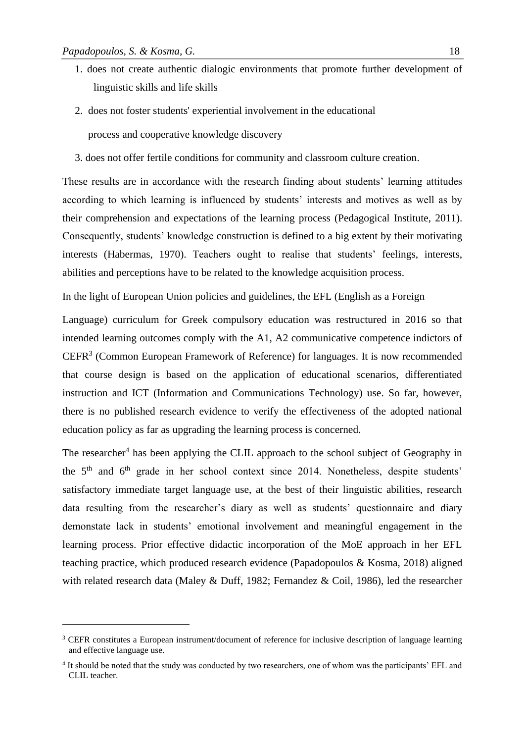1. does not create authentic dialogic environments that promote further development of linguistic skills and life skills
2. does not foster students' experiential involvement in the educational process and cooperative knowledge discovery
3. does not offer fertile conditions for community and classroom culture creation.

These results are in accordance with the research finding about students' learning attitudes according to which learning is influenced by students' interests and motives as well as by their comprehension and expectations of the learning process (Pedagogical Institute, 2011). Consequently, students' knowledge construction is defined to a big extent by their motivating interests (Habermas, 1970). Teachers ought to realise that students' feelings, interests, abilities and perceptions have to be related to the knowledge acquisition process.

In the light of European Union policies and guidelines, the EFL (English as a Foreign Language) curriculum for Greek compulsory education was restructured in 2016 so that intended learning outcomes comply with the A1, A2 communicative competence indictors of CEFR[3] (Common European Framework of Reference) for languages. It is now recommended that course design is based on the application of educational scenarios, differentiated instruction and ICT (Information and Communications Technology) use. So far, however, there is no published research evidence to verify the effectiveness of the adopted national education policy as far as upgrading the learning process is concerned.

The researcher[4] has been applying the CLIL approach to the school subject of Geography in the 5th and 6th grade in her school context since 2014. Nonetheless, despite students' satisfactory immediate target language use, at the best of their linguistic abilities, research data resulting from the researcher's diary as well as students' questionnaire and diary demonstate lack in students' emotional involvement and meaningful engagement in the learning process. Prior effective didactic incorporation of the MoE approach in her EFL teaching practice, which produced research evidence (Papadopoulos & Kosma, 2018) aligned with related research data (Maley & Duff, 1982; Fernandez & Coil, 1986), led the researcher

---

[3] CEFR constitutes a European instrument/document of reference for inclusive description of language learning and effective language use.

[4] It should be noted that the study was conducted by two researchers, one of whom was the participants' EFL and CLIL teacher.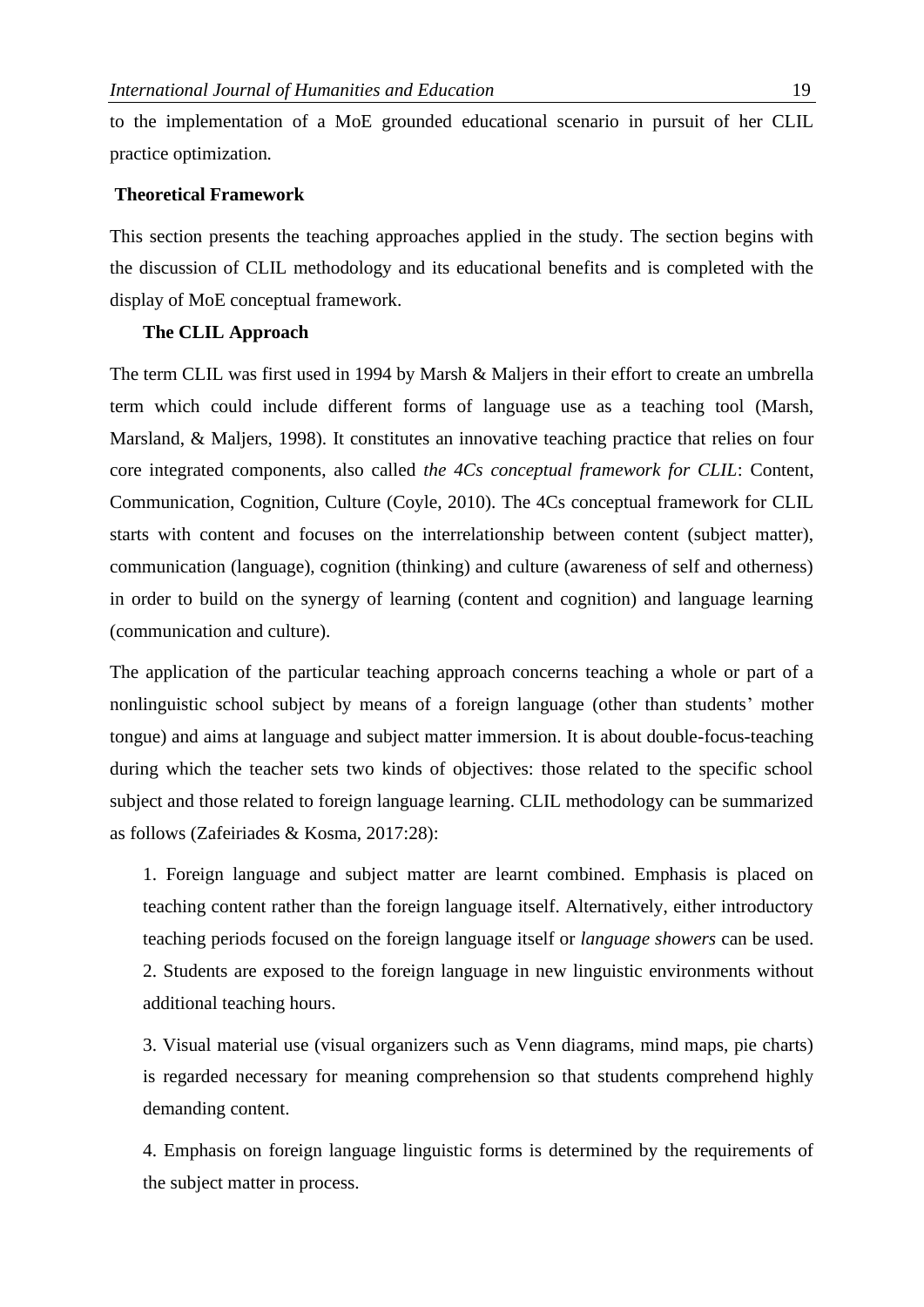to the implementation of a MoE grounded educational scenario in pursuit of her CLIL practice optimization.

## Theoretical Framework

This section presents the teaching approaches applied in the study. The section begins with the discussion of CLIL methodology and its educational benefits and is completed with the display of MoE conceptual framework.

### The CLIL Approach

The term CLIL was first used in 1994 by Marsh & Maljers in their effort to create an umbrella term which could include different forms of language use as a teaching tool (Marsh, Marsland, & Maljers, 1998). It constitutes an innovative teaching practice that relies on four core integrated components, also called *the 4Cs conceptual framework for CLIL*: Content, Communication, Cognition, Culture (Coyle, 2010). The 4Cs conceptual framework for CLIL starts with content and focuses on the interrelationship between content (subject matter), communication (language), cognition (thinking) and culture (awareness of self and otherness) in order to build on the synergy of learning (content and cognition) and language learning (communication and culture).

The application of the particular teaching approach concerns teaching a whole or part of a nonlinguistic school subject by means of a foreign language (other than students' mother tongue) and aims at language and subject matter immersion. It is about double-focus-teaching during which the teacher sets two kinds of objectives: those related to the specific school subject and those related to foreign language learning. CLIL methodology can be summarized as follows (Zafeiriades & Kosma, 2017:28):

1. Foreign language and subject matter are learnt combined. Emphasis is placed on teaching content rather than the foreign language itself. Alternatively, either introductory teaching periods focused on the foreign language itself or *language showers* can be used.
2. Students are exposed to the foreign language in new linguistic environments without additional teaching hours.
3. Visual material use (visual organizers such as Venn diagrams, mind maps, pie charts) is regarded necessary for meaning comprehension so that students comprehend highly demanding content.
4. Emphasis on foreign language linguistic forms is determined by the requirements of the subject matter in process.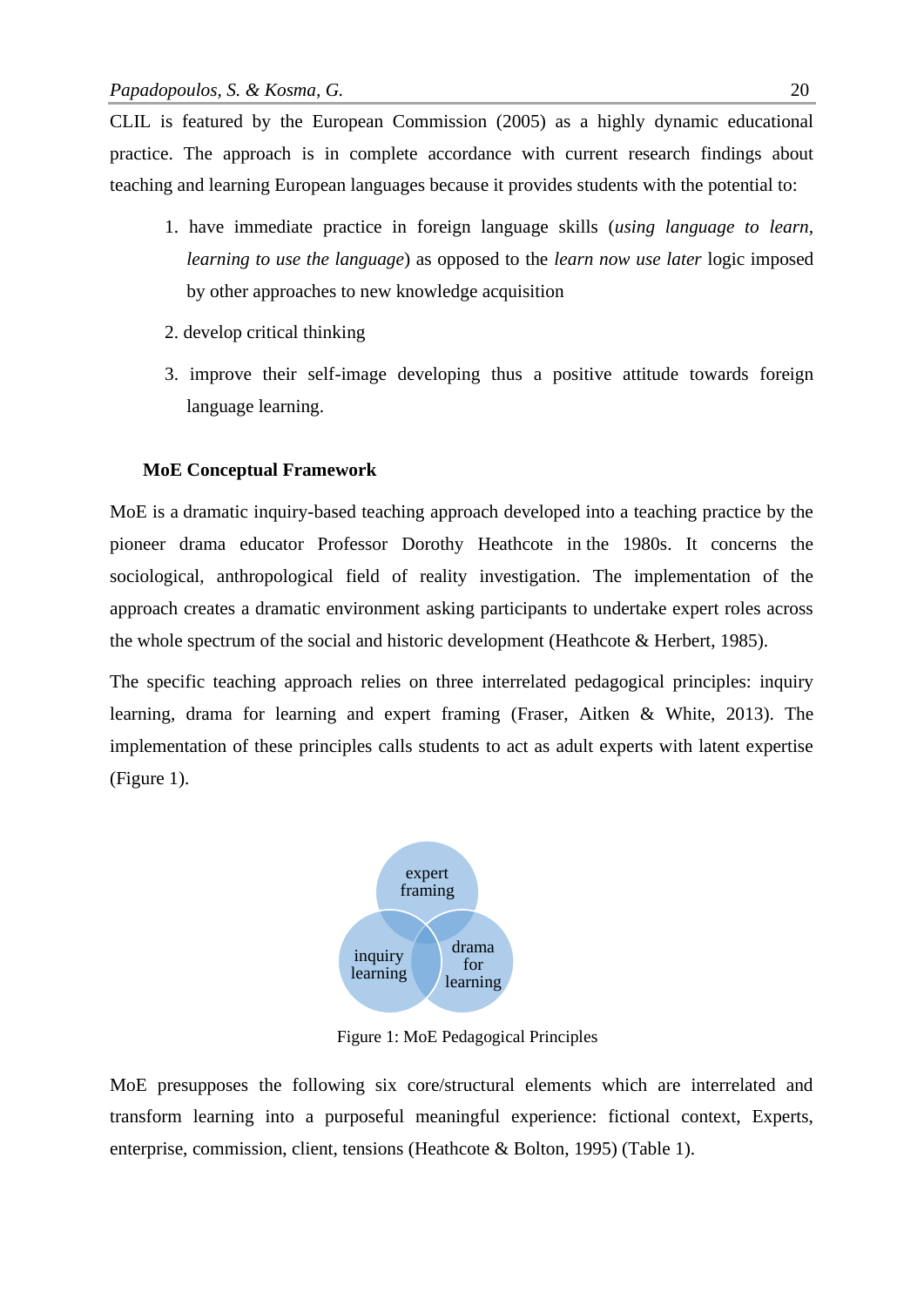CLIL is featured by the European Commission (2005) as a highly dynamic educational practice. The approach is in complete accordance with current research findings about teaching and learning European languages because it provides students with the potential to:

1. have immediate practice in foreign language skills (*using language to learn, learning to use the language*) as opposed to the *learn now use later* logic imposed by other approaches to new knowledge acquisition
2. develop critical thinking
3. improve their self-image developing thus a positive attitude towards foreign language learning.

### MoE Conceptual Framework

MoE is a dramatic inquiry-based teaching approach developed into a teaching practice by the pioneer drama educator Professor Dorothy Heathcote in the 1980s. It concerns the sociological, anthropological field of reality investigation. The implementation of the approach creates a dramatic environment asking participants to undertake expert roles across the whole spectrum of the social and historic development (Heathcote & Herbert, 1985).

The specific teaching approach relies on three interrelated pedagogical principles: inquiry learning, drama for learning and expert framing (Fraser, Aitken & White, 2013). The implementation of these principles calls students to act as adult experts with latent expertise (Figure 1).

expert framing

inquiry learning

drama for learning

Figure 1: MoE Pedagogical Principles

MoE presupposes the following six core/structural elements which are interrelated and transform learning into a purposeful meaningful experience: fictional context, Experts, enterprise, commission, client, tensions (Heathcote & Bolton, 1995) (Table 1).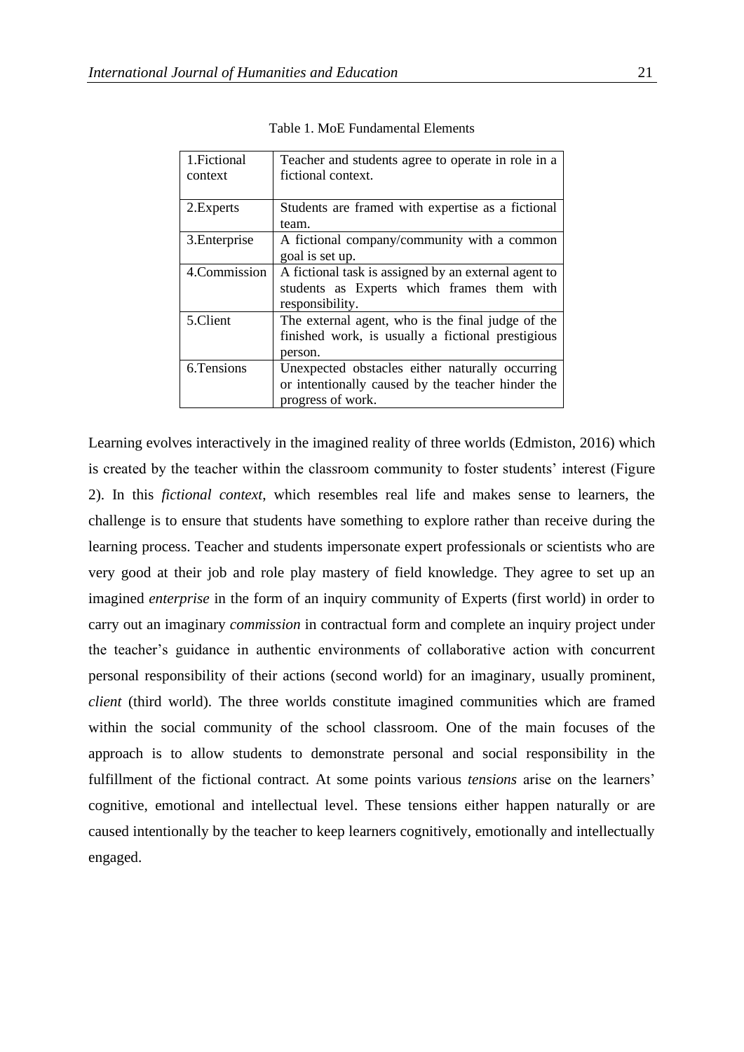Table 1. MoE Fundamental Elements

| | |
|---|---|
| 1.Fictional context | Teacher and students agree to operate in role in a fictional context. |
| 2.Experts | Students are framed with expertise as a fictional team. |
| 3.Enterprise | A fictional company/community with a common goal is set up. |
| 4.Commission | A fictional task is assigned by an external agent to students as Experts which frames them with responsibility. |
| 5.Client | The external agent, who is the final judge of the finished work, is usually a fictional prestigious person. |
| 6.Tensions | Unexpected obstacles either naturally occurring or intentionally caused by the teacher hinder the progress of work. |

Learning evolves interactively in the imagined reality of three worlds (Edmiston, 2016) which is created by the teacher within the classroom community to foster students' interest (Figure 2). In this *fictional context*, which resembles real life and makes sense to learners, the challenge is to ensure that students have something to explore rather than receive during the learning process. Teacher and students impersonate expert professionals or scientists who are very good at their job and role play mastery of field knowledge. They agree to set up an imagined *enterprise* in the form of an inquiry community of Experts (first world) in order to carry out an imaginary *commission* in contractual form and complete an inquiry project under the teacher's guidance in authentic environments of collaborative action with concurrent personal responsibility of their actions (second world) for an imaginary, usually prominent, *client* (third world). The three worlds constitute imagined communities which are framed within the social community of the school classroom. One of the main focuses of the approach is to allow students to demonstrate personal and social responsibility in the fulfillment of the fictional contract. At some points various *tensions* arise on the learners' cognitive, emotional and intellectual level. These tensions either happen naturally or are caused intentionally by the teacher to keep learners cognitively, emotionally and intellectually engaged.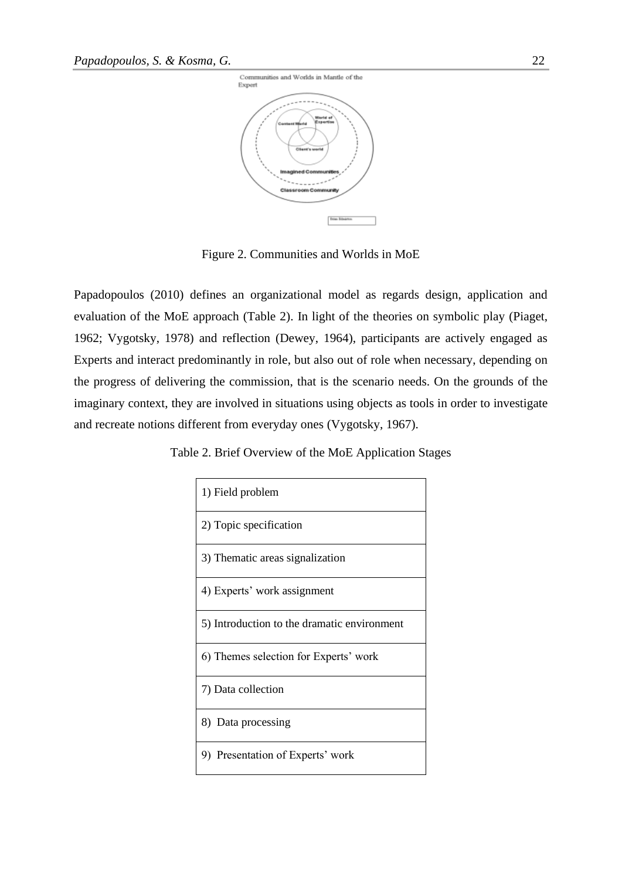Figure 2. Communities and Worlds in MoE

Papadopoulos (2010) defines an organizational model as regards design, application and evaluation of the MoE approach (Table 2). In light of the theories on symbolic play (Piaget, 1962; Vygotsky, 1978) and reflection (Dewey, 1964), participants are actively engaged as Experts and interact predominantly in role, but also out of role when necessary, depending on the progress of delivering the commission, that is the scenario needs. On the grounds of the imaginary context, they are involved in situations using objects as tools in order to investigate and recreate notions different from everyday ones (Vygotsky, 1967).

Table 2. Brief Overview of the MoE Application Stages

| |
|---|
| 1) Field problem |
| 2) Topic specification |
| 3) Thematic areas signalization |
| 4) Experts' work assignment |
| 5) Introduction to the dramatic environment |
| 6) Themes selection for Experts' work |
| 7) Data collection |
| 8) Data processing |
| 9) Presentation of Experts' work |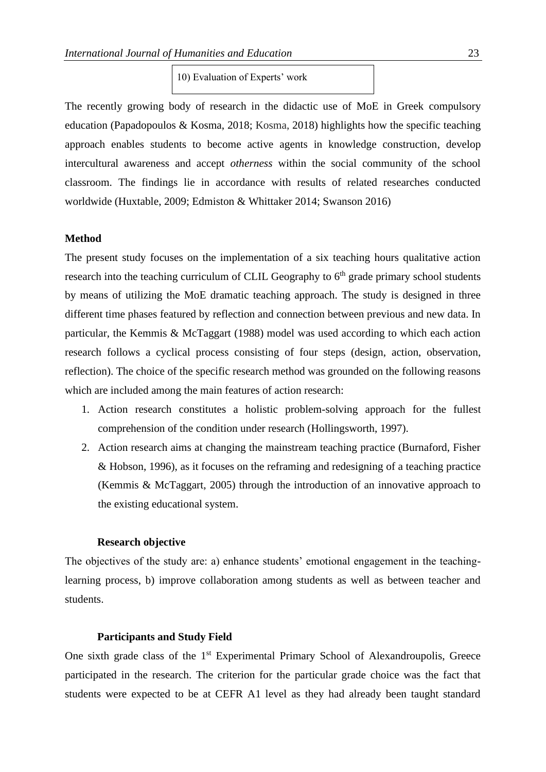| 10) Evaluation of Experts' work |
|---|

The recently growing body of research in the didactic use of MoE in Greek compulsory education (Papadopoulos & Kosma, 2018; Kosma, 2018) highlights how the specific teaching approach enables students to become active agents in knowledge construction, develop intercultural awareness and accept *otherness* within the social community of the school classroom. The findings lie in accordance with results of related researches conducted worldwide (Huxtable, 2009; Edmiston & Whittaker 2014; Swanson 2016)

## Method

The present study focuses on the implementation of a six teaching hours qualitative action research into the teaching curriculum of CLIL Geography to 6th grade primary school students by means of utilizing the MoE dramatic teaching approach. The study is designed in three different time phases featured by reflection and connection between previous and new data. In particular, the Kemmis & McTaggart (1988) model was used according to which each action research follows a cyclical process consisting of four steps (design, action, observation, reflection). The choice of the specific research method was grounded on the following reasons which are included among the main features of action research:

1. Action research constitutes a holistic problem-solving approach for the fullest comprehension of the condition under research (Hollingsworth, 1997).
2. Action research aims at changing the mainstream teaching practice (Burnaford, Fisher & Hobson, 1996), as it focuses on the reframing and redesigning of a teaching practice (Kemmis & McTaggart, 2005) through the introduction of an innovative approach to the existing educational system.

### Research objective

The objectives of the study are: a) enhance students' emotional engagement in the teaching-learning process, b) improve collaboration among students as well as between teacher and students.

### Participants and Study Field

One sixth grade class of the 1st Experimental Primary School of Alexandroupolis, Greece participated in the research. The criterion for the particular grade choice was the fact that students were expected to be at CEFR A1 level as they had already been taught standard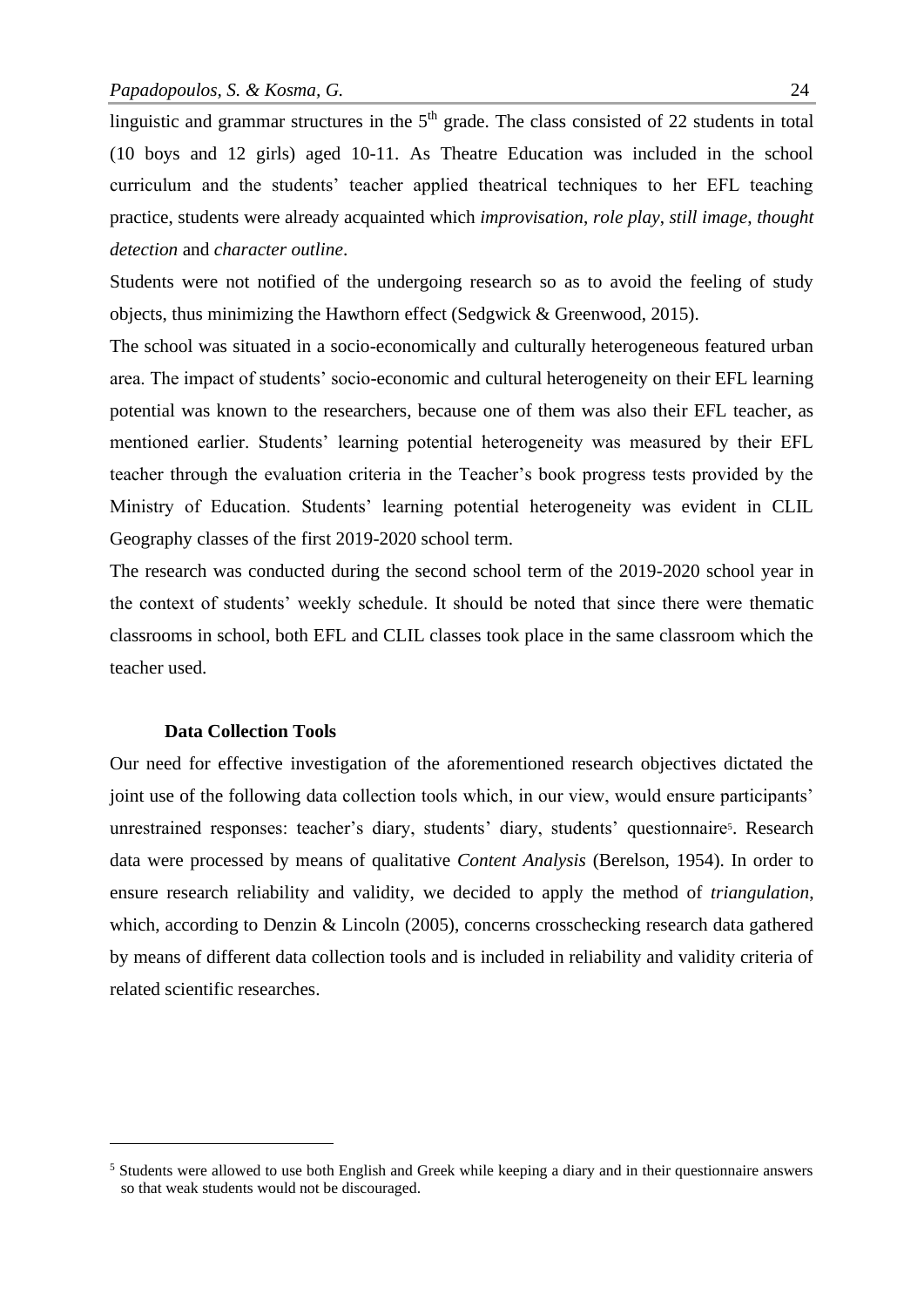linguistic and grammar structures in the 5th grade. The class consisted of 22 students in total (10 boys and 12 girls) aged 10-11. As Theatre Education was included in the school curriculum and the students' teacher applied theatrical techniques to her EFL teaching practice, students were already acquainted which *improvisation*, *role play*, *still image*, *thought detection* and *character outline*.

Students were not notified of the undergoing research so as to avoid the feeling of study objects, thus minimizing the Hawthorn effect (Sedgwick & Greenwood, 2015).

The school was situated in a socio-economically and culturally heterogeneous featured urban area. The impact of students' socio-economic and cultural heterogeneity on their EFL learning potential was known to the researchers, because one of them was also their EFL teacher, as mentioned earlier. Students' learning potential heterogeneity was measured by their EFL teacher through the evaluation criteria in the Teacher's book progress tests provided by the Ministry of Education. Students' learning potential heterogeneity was evident in CLIL Geography classes of the first 2019-2020 school term.

The research was conducted during the second school term of the 2019-2020 school year in the context of students' weekly schedule. It should be noted that since there were thematic classrooms in school, both EFL and CLIL classes took place in the same classroom which the teacher used.

### Data Collection Tools

Our need for effective investigation of the aforementioned research objectives dictated the joint use of the following data collection tools which, in our view, would ensure participants' unrestrained responses: teacher's diary, students' diary, students' questionnaire[5]. Research data were processed by means of qualitative *Content Analysis* (Berelson, 1954). In order to ensure research reliability and validity, we decided to apply the method of *triangulation*, which, according to Denzin & Lincoln (2005), concerns crosschecking research data gathered by means of different data collection tools and is included in reliability and validity criteria of related scientific researches.

---

[5] Students were allowed to use both English and Greek while keeping a diary and in their questionnaire answers so that weak students would not be discouraged.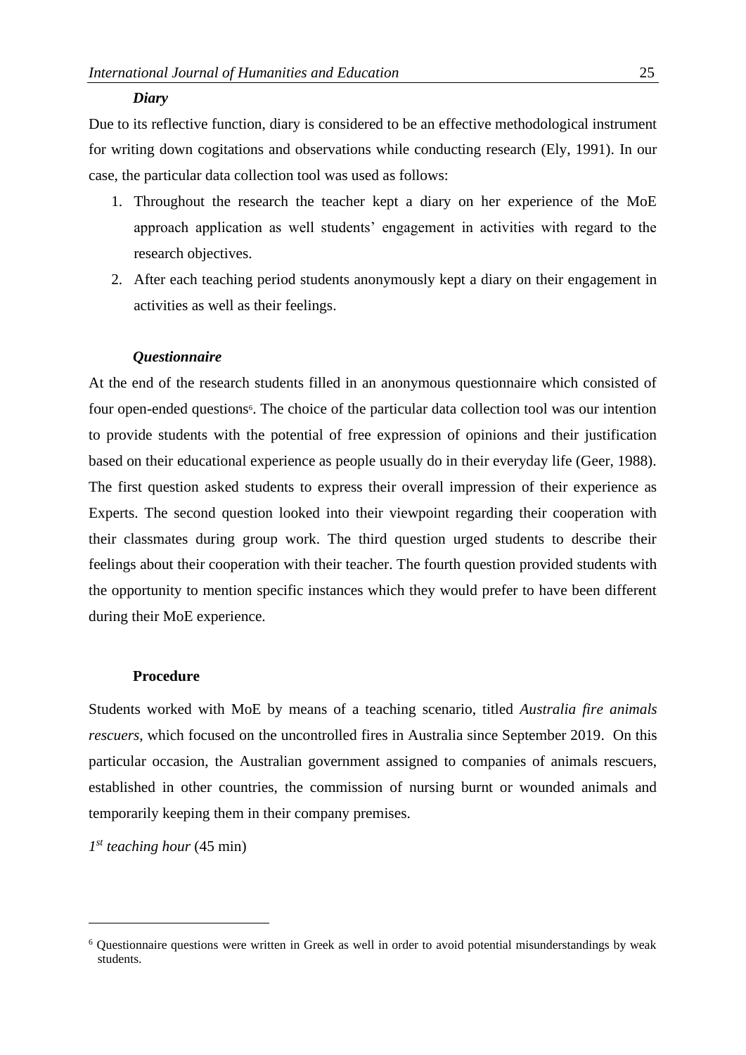#### *Diary*

Due to its reflective function, diary is considered to be an effective methodological instrument for writing down cogitations and observations while conducting research (Ely, 1991). In our case, the particular data collection tool was used as follows:

1. Throughout the research the teacher kept a diary on her experience of the MoE approach application as well students' engagement in activities with regard to the research objectives.
2. After each teaching period students anonymously kept a diary on their engagement in activities as well as their feelings.

#### *Questionnaire*

At the end of the research students filled in an anonymous questionnaire which consisted of four open-ended questions[6]. The choice of the particular data collection tool was our intention to provide students with the potential of free expression of opinions and their justification based on their educational experience as people usually do in their everyday life (Geer, 1988). The first question asked students to express their overall impression of their experience as Experts. The second question looked into their viewpoint regarding their cooperation with their classmates during group work. The third question urged students to describe their feelings about their cooperation with their teacher. The fourth question provided students with the opportunity to mention specific instances which they would prefer to have been different during their MoE experience.

### Procedure

Students worked with MoE by means of a teaching scenario, titled *Australia fire animals rescuers*, which focused on the uncontrolled fires in Australia since September 2019. On this particular occasion, the Australian government assigned to companies of animals rescuers, established in other countries, the commission of nursing burnt or wounded animals and temporarily keeping them in their company premises.

*1st teaching hour* (45 min)

---

[6] Questionnaire questions were written in Greek as well in order to avoid potential misunderstandings by weak students.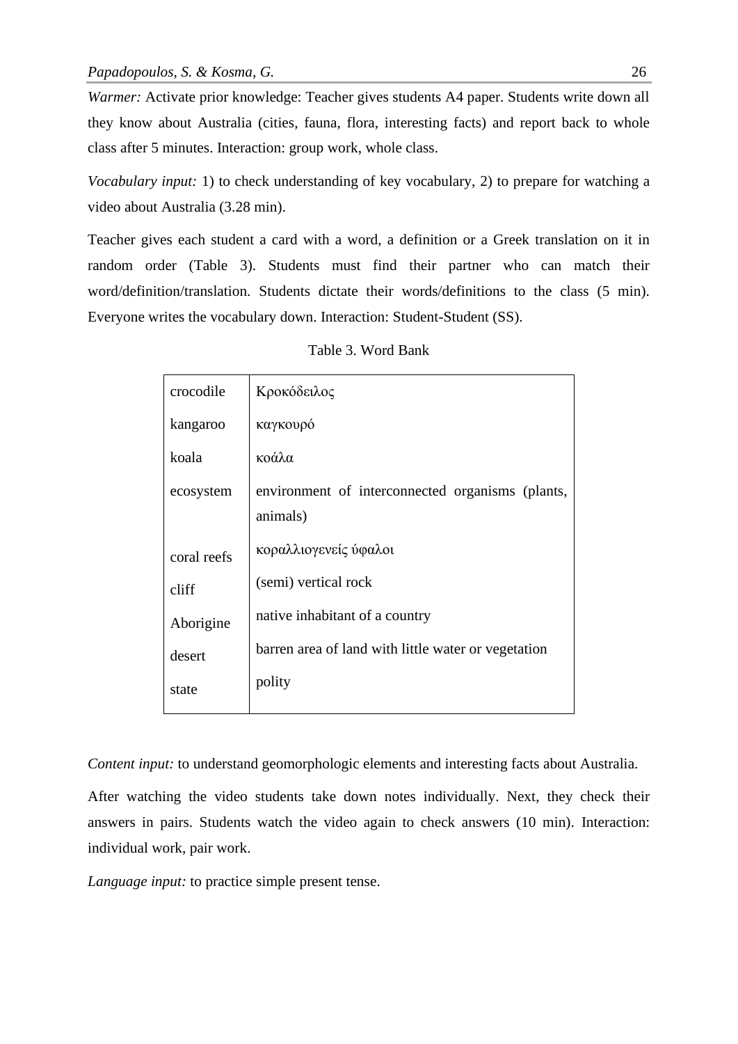*Warmer:* Activate prior knowledge: Teacher gives students A4 paper. Students write down all they know about Australia (cities, fauna, flora, interesting facts) and report back to whole class after 5 minutes. Interaction: group work, whole class.

*Vocabulary input:* 1) to check understanding of key vocabulary, 2) to prepare for watching a video about Australia (3.28 min).

Teacher gives each student a card with a word, a definition or a Greek translation on it in random order (Table 3). Students must find their partner who can match their word/definition/translation. Students dictate their words/definitions to the class (5 min). Everyone writes the vocabulary down. Interaction: Student-Student (SS).

Table 3. Word Bank

| | |
|---|---|
| crocodile | Κροκόδειλος |
| kangaroo | καγκουρό |
| koala | κοάλα |
| ecosystem | environment of interconnected organisms (plants, animals) |
| coral reefs | κοραλλιογενείς ύφαλοι |
| cliff | (semi) vertical rock |
| Aborigine | native inhabitant of a country |
| desert | barren area of land with little water or vegetation |
| state | polity |

*Content input:* to understand geomorphologic elements and interesting facts about Australia.

After watching the video students take down notes individually. Next, they check their answers in pairs. Students watch the video again to check answers (10 min). Interaction: individual work, pair work.

*Language input:* to practice simple present tense.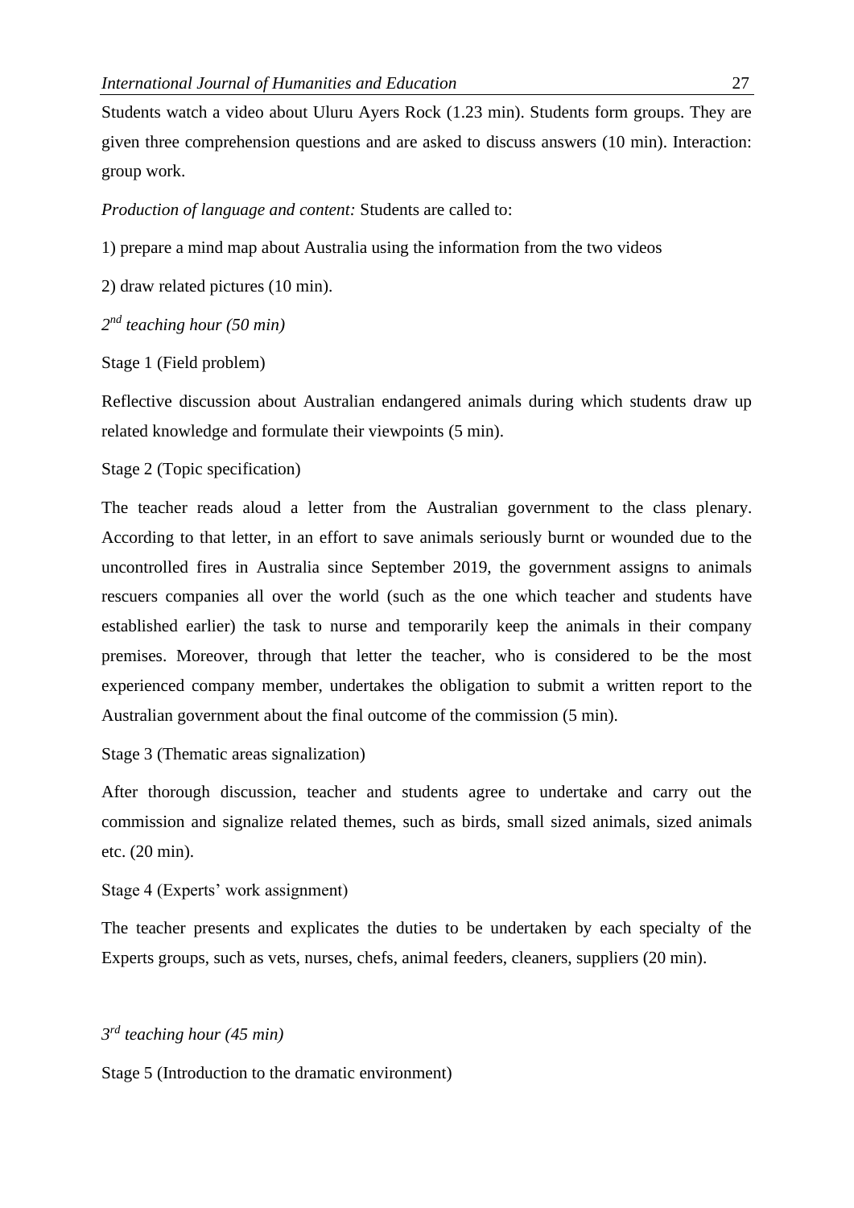Students watch a video about Uluru Ayers Rock (1.23 min). Students form groups. They are given three comprehension questions and are asked to discuss answers (10 min). Interaction: group work.

*Production of language and content:* Students are called to:

1) prepare a mind map about Australia using the information from the two videos

2) draw related pictures (10 min).

*2nd teaching hour (50 min)*

Stage 1 (Field problem)

Reflective discussion about Australian endangered animals during which students draw up related knowledge and formulate their viewpoints (5 min).

Stage 2 (Topic specification)

The teacher reads aloud a letter from the Australian government to the class plenary. According to that letter, in an effort to save animals seriously burnt or wounded due to the uncontrolled fires in Australia since September 2019, the government assigns to animals rescuers companies all over the world (such as the one which teacher and students have established earlier) the task to nurse and temporarily keep the animals in their company premises. Moreover, through that letter the teacher, who is considered to be the most experienced company member, undertakes the obligation to submit a written report to the Australian government about the final outcome of the commission (5 min).

Stage 3 (Thematic areas signalization)

After thorough discussion, teacher and students agree to undertake and carry out the commission and signalize related themes, such as birds, small sized animals, sized animals etc. (20 min).

Stage 4 (Experts' work assignment)

The teacher presents and explicates the duties to be undertaken by each specialty of the Experts groups, such as vets, nurses, chefs, animal feeders, cleaners, suppliers (20 min).

*3rd teaching hour (45 min)*

Stage 5 (Introduction to the dramatic environment)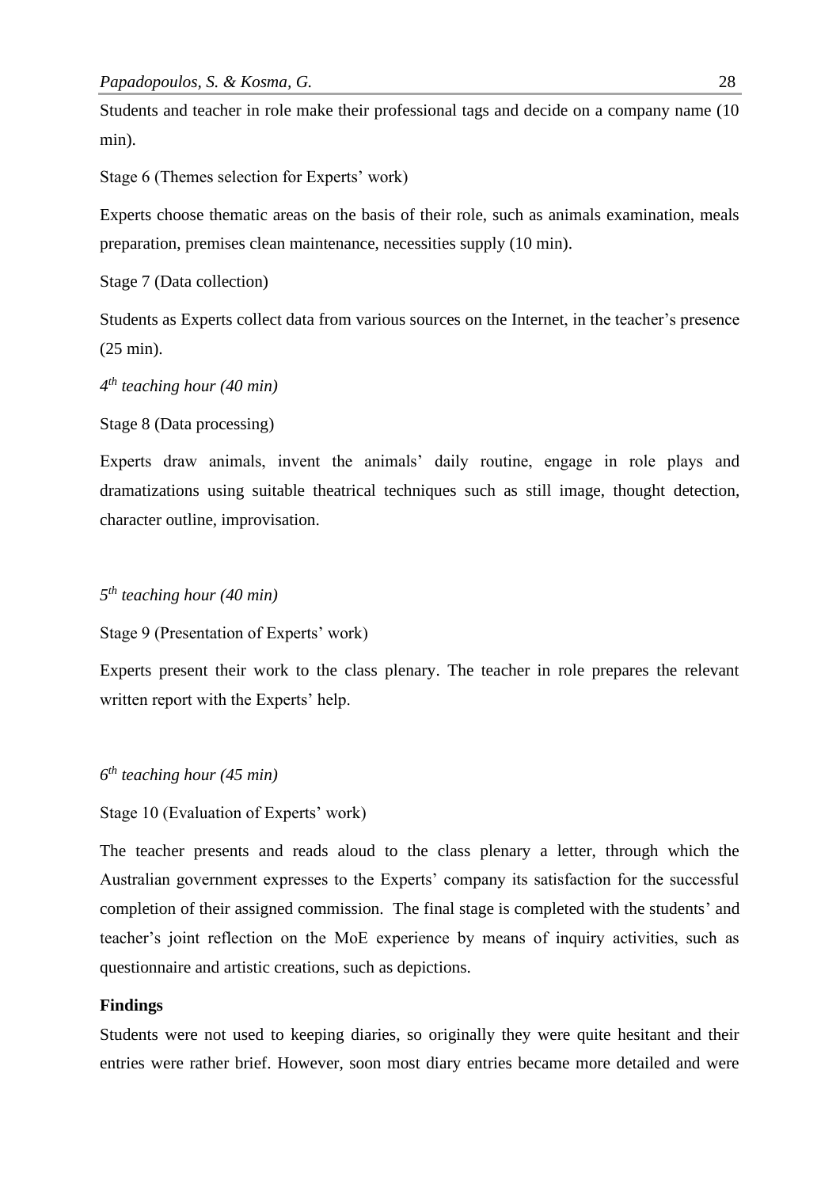Students and teacher in role make their professional tags and decide on a company name (10 min).

Stage 6 (Themes selection for Experts' work)

Experts choose thematic areas on the basis of their role, such as animals examination, meals preparation, premises clean maintenance, necessities supply (10 min).

Stage 7 (Data collection)

Students as Experts collect data from various sources on the Internet, in the teacher's presence (25 min).

*4th teaching hour (40 min)*

Stage 8 (Data processing)

Experts draw animals, invent the animals' daily routine, engage in role plays and dramatizations using suitable theatrical techniques such as still image, thought detection, character outline, improvisation.

*5th teaching hour (40 min)*

Stage 9 (Presentation of Experts' work)

Experts present their work to the class plenary. The teacher in role prepares the relevant written report with the Experts' help.

*6th teaching hour (45 min)*

Stage 10 (Evaluation of Experts' work)

The teacher presents and reads aloud to the class plenary a letter, through which the Australian government expresses to the Experts' company its satisfaction for the successful completion of their assigned commission. The final stage is completed with the students' and teacher's joint reflection on the MoE experience by means of inquiry activities, such as questionnaire and artistic creations, such as depictions.

**Findings**

Students were not used to keeping diaries, so originally they were quite hesitant and their entries were rather brief. However, soon most diary entries became more detailed and were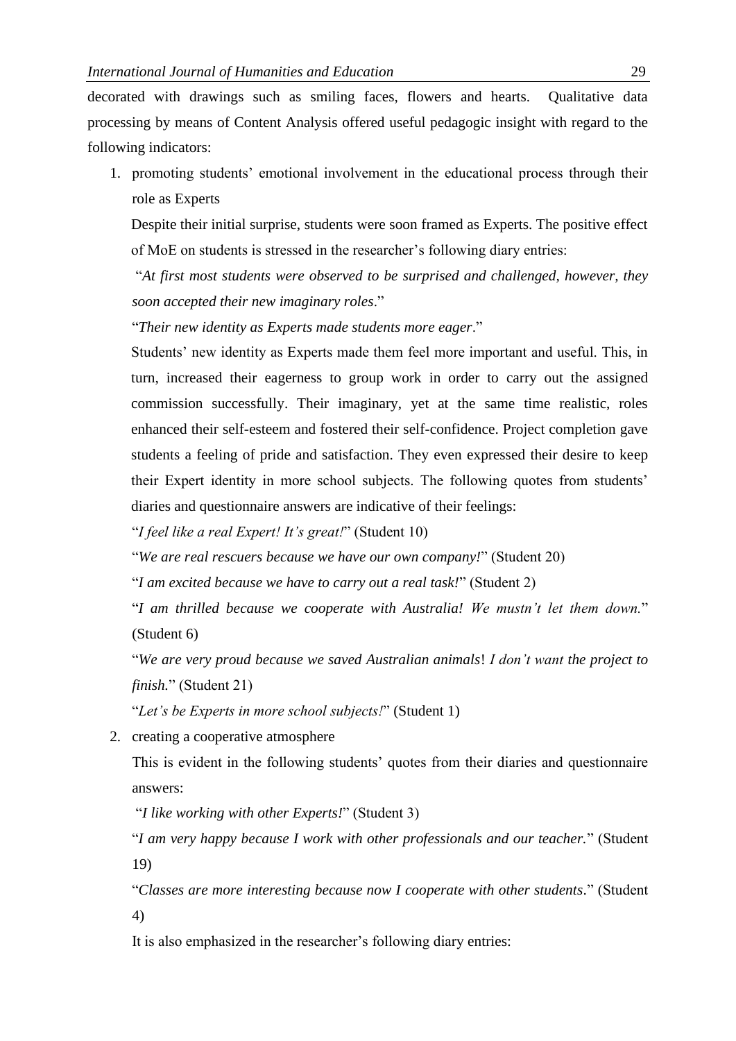decorated with drawings such as smiling faces, flowers and hearts. Qualitative data processing by means of Content Analysis offered useful pedagogic insight with regard to the following indicators:

1. promoting students' emotional involvement in the educational process through their role as Experts

   Despite their initial surprise, students were soon framed as Experts. The positive effect of MoE on students is stressed in the researcher's following diary entries:

   "*At first most students were observed to be surprised and challenged, however, they soon accepted their new imaginary roles*."

   "*Their new identity as Experts made students more eager*."

   Students' new identity as Experts made them feel more important and useful. This, in turn, increased their eagerness to group work in order to carry out the assigned commission successfully. Their imaginary, yet at the same time realistic, roles enhanced their self-esteem and fostered their self-confidence. Project completion gave students a feeling of pride and satisfaction. They even expressed their desire to keep their Expert identity in more school subjects. The following quotes from students' diaries and questionnaire answers are indicative of their feelings:

   "*I feel like a real Expert! It's great!*" (Student 10)

   "*We are real rescuers because we have our own company!*" (Student 20)

   "*I am excited because we have to carry out a real task!*" (Student 2)

   "*I am thrilled because we cooperate with Australia! We mustn't let them down.*" (Student 6)

   "*We are very proud because we saved Australian animals*! *I don't want the project to finish.*" (Student 21)

   "*Let's be Experts in more school subjects!*" (Student 1)

2. creating a cooperative atmosphere

   This is evident in the following students' quotes from their diaries and questionnaire answers:

   "*I like working with other Experts!*" (Student 3)

   "*I am very happy because I work with other professionals and our teacher.*" (Student 19)

   "*Classes are more interesting because now I cooperate with other students*." (Student 4)

   It is also emphasized in the researcher's following diary entries: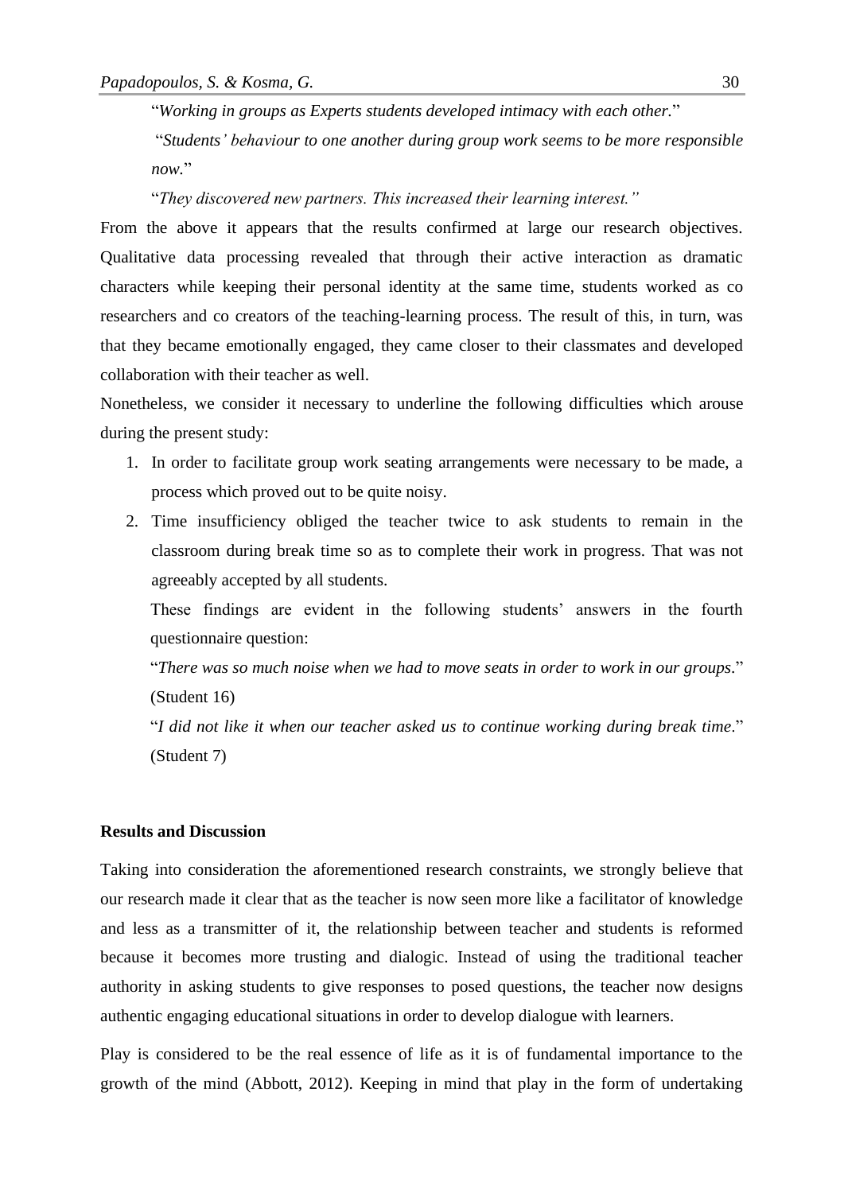"*Working in groups as Experts students developed intimacy with each other.*"

"*Students' behaviour to one another during group work seems to be more responsible now.*"

"*They discovered new partners. This increased their learning interest.*"

From the above it appears that the results confirmed at large our research objectives. Qualitative data processing revealed that through their active interaction as dramatic characters while keeping their personal identity at the same time, students worked as co researchers and co creators of the teaching-learning process. The result of this, in turn, was that they became emotionally engaged, they came closer to their classmates and developed collaboration with their teacher as well.

Nonetheless, we consider it necessary to underline the following difficulties which arouse during the present study:

1. In order to facilitate group work seating arrangements were necessary to be made, a process which proved out to be quite noisy.
2. Time insufficiency obliged the teacher twice to ask students to remain in the classroom during break time so as to complete their work in progress. That was not agreeably accepted by all students.

   These findings are evident in the following students' answers in the fourth questionnaire question:

   "*There was so much noise when we had to move seats in order to work in our groups*." (Student 16)

   "*I did not like it when our teacher asked us to continue working during break time*." (Student 7)

**Results and Discussion**

Taking into consideration the aforementioned research constraints, we strongly believe that our research made it clear that as the teacher is now seen more like a facilitator of knowledge and less as a transmitter of it, the relationship between teacher and students is reformed because it becomes more trusting and dialogic. Instead of using the traditional teacher authority in asking students to give responses to posed questions, the teacher now designs authentic engaging educational situations in order to develop dialogue with learners.

Play is considered to be the real essence of life as it is of fundamental importance to the growth of the mind (Abbott, 2012). Keeping in mind that play in the form of undertaking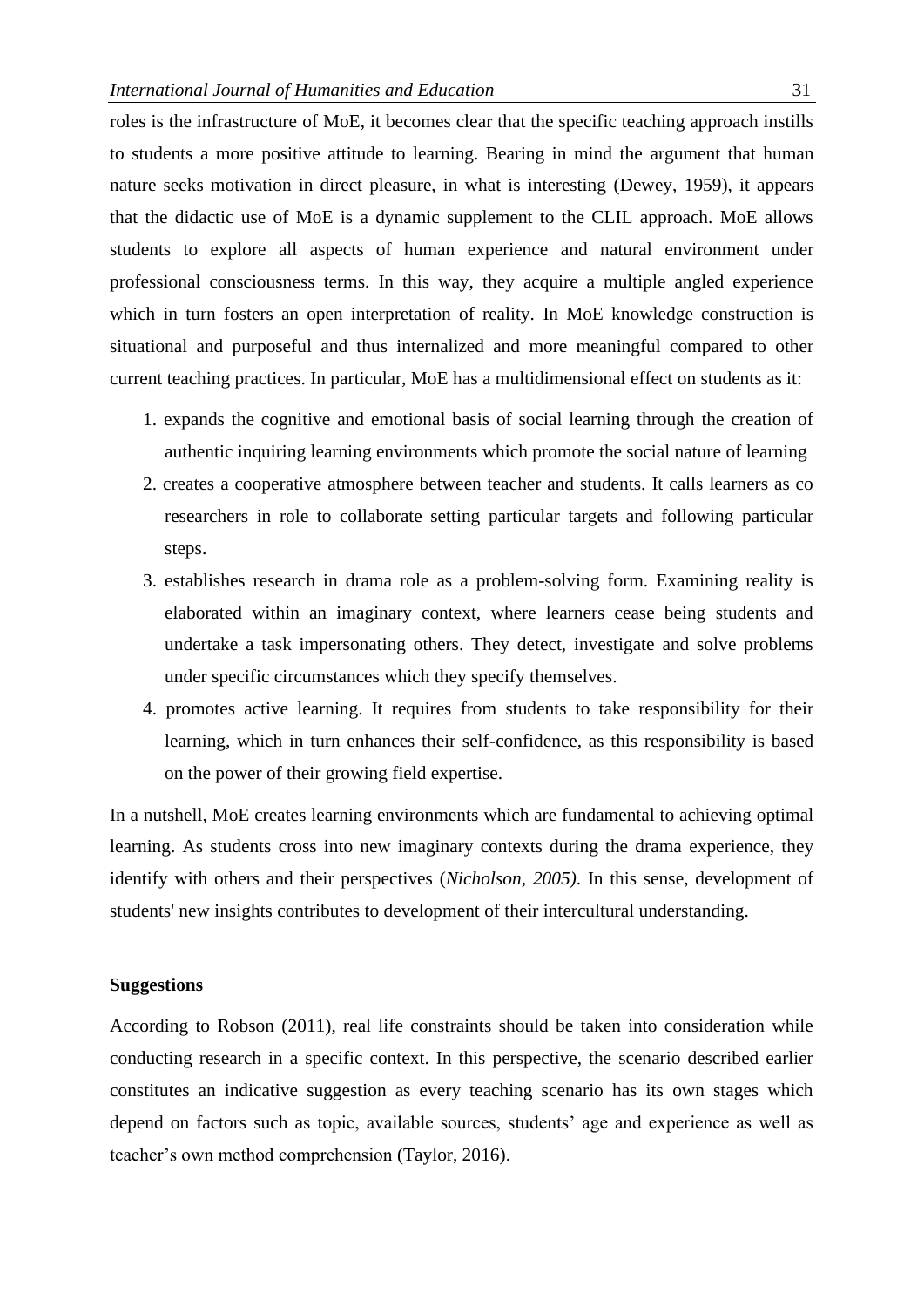roles is the infrastructure of MoE, it becomes clear that the specific teaching approach instills to students a more positive attitude to learning. Bearing in mind the argument that human nature seeks motivation in direct pleasure, in what is interesting (Dewey, 1959), it appears that the didactic use of MoE is a dynamic supplement to the CLIL approach. MoE allows students to explore all aspects of human experience and natural environment under professional consciousness terms. In this way, they acquire a multiple angled experience which in turn fosters an open interpretation of reality. In MoE knowledge construction is situational and purposeful and thus internalized and more meaningful compared to other current teaching practices. In particular, MoE has a multidimensional effect on students as it:

1. expands the cognitive and emotional basis of social learning through the creation of authentic inquiring learning environments which promote the social nature of learning
2. creates a cooperative atmosphere between teacher and students. It calls learners as co researchers in role to collaborate setting particular targets and following particular steps.
3. establishes research in drama role as a problem-solving form. Examining reality is elaborated within an imaginary context, where learners cease being students and undertake a task impersonating others. They detect, investigate and solve problems under specific circumstances which they specify themselves.
4. promotes active learning. It requires from students to take responsibility for their learning, which in turn enhances their self-confidence, as this responsibility is based on the power of their growing field expertise.

In a nutshell, MoE creates learning environments which are fundamental to achieving optimal learning. As students cross into new imaginary contexts during the drama experience, they identify with others and their perspectives (*Nicholson, 2005)*. In this sense, development of students' new insights contributes to development of their intercultural understanding.

**Suggestions**

According to Robson (2011), real life constraints should be taken into consideration while conducting research in a specific context. In this perspective, the scenario described earlier constitutes an indicative suggestion as every teaching scenario has its own stages which depend on factors such as topic, available sources, students' age and experience as well as teacher's own method comprehension (Taylor, 2016).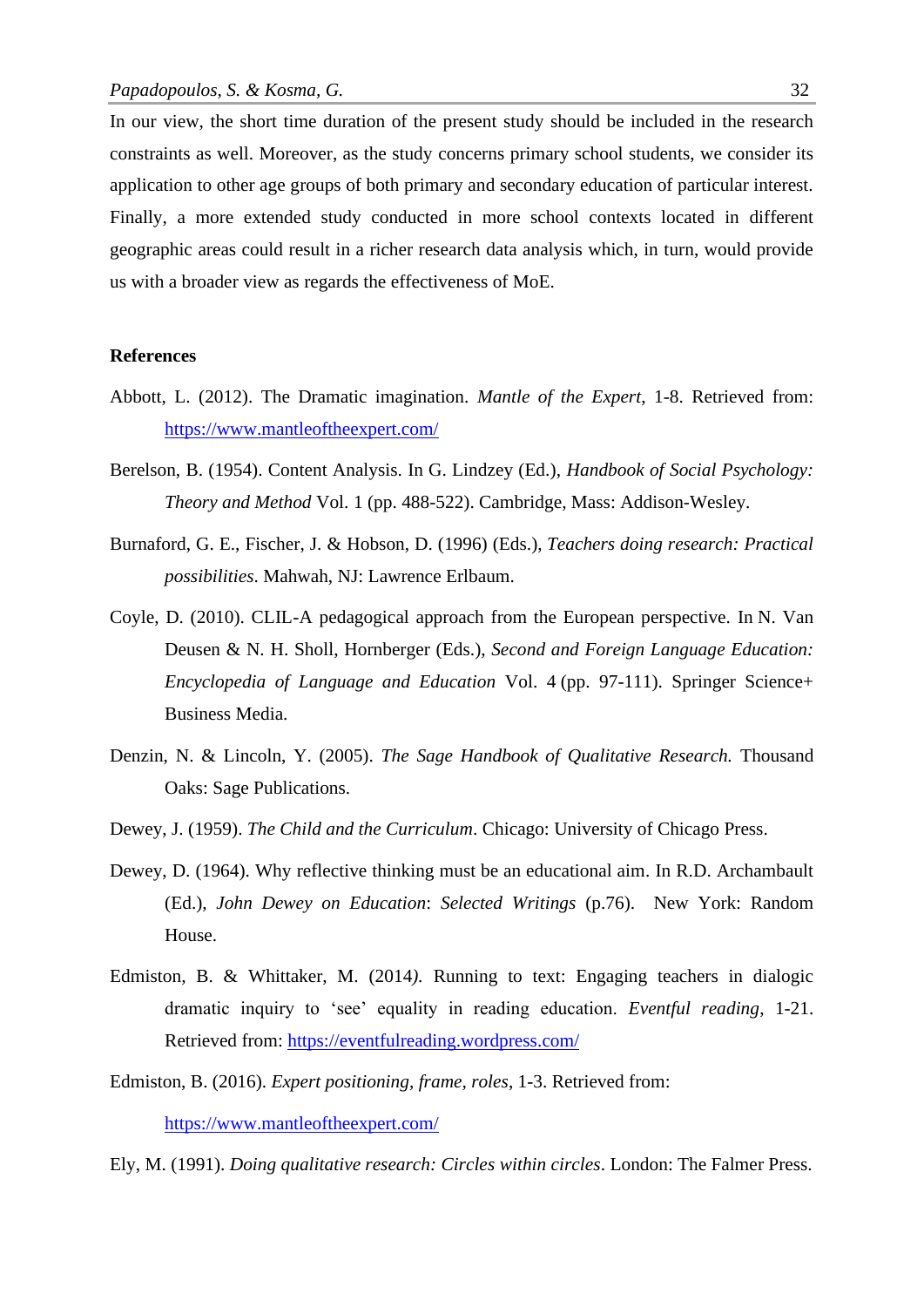In our view, the short time duration of the present study should be included in the research constraints as well. Moreover, as the study concerns primary school students, we consider its application to other age groups of both primary and secondary education of particular interest. Finally, a more extended study conducted in more school contexts located in different geographic areas could result in a richer research data analysis which, in turn, would provide us with a broader view as regards the effectiveness of MoE.

**References**

Abbott, L. (2012). The Dramatic imagination. *Mantle of the Expert*, 1-8. Retrieved from: https://www.mantleoftheexpert.com/

Berelson, B. (1954). Content Analysis. In G. Lindzey (Ed.), *Handbook of Social Psychology: Theory and Method* Vol. 1 (pp. 488-522). Cambridge, Mass: Addison-Wesley.

Burnaford, G. E., Fischer, J. & Hobson, D. (1996) (Eds.), *Teachers doing research: Practical possibilities*. Mahwah, NJ: Lawrence Erlbaum.

Coyle, D. (2010). CLIL-A pedagogical approach from the European perspective. In N. Van Deusen & N. H. Sholl, Hornberger (Eds.), *Second and Foreign Language Education: Encyclopedia of Language and Education* Vol. 4 (pp. 97-111). Springer Science+ Business Media.

Denzin, N. & Lincoln, Y. (2005). *The Sage Handbook of Qualitative Research.* Thousand Oaks: Sage Publications.

Dewey, J. (1959). *The Child and the Curriculum*. Chicago: University of Chicago Press.

Dewey, D. (1964). Why reflective thinking must be an educational aim. In R.D. Archambault (Ed.), *John Dewey on Education*: *Selected Writings* (p.76). New York: Random House.

Edmiston, B. & Whittaker, M. (2014). Running to text: Engaging teachers in dialogic dramatic inquiry to 'see' equality in reading education. *Eventful reading*, 1-21. Retrieved from: https://eventfulreading.wordpress.com/

Edmiston, B. (2016). *Expert positioning, frame, roles*, 1-3. Retrieved from: https://www.mantleoftheexpert.com/

Ely, M. (1991). *Doing qualitative research: Circles within circles*. London: The Falmer Press.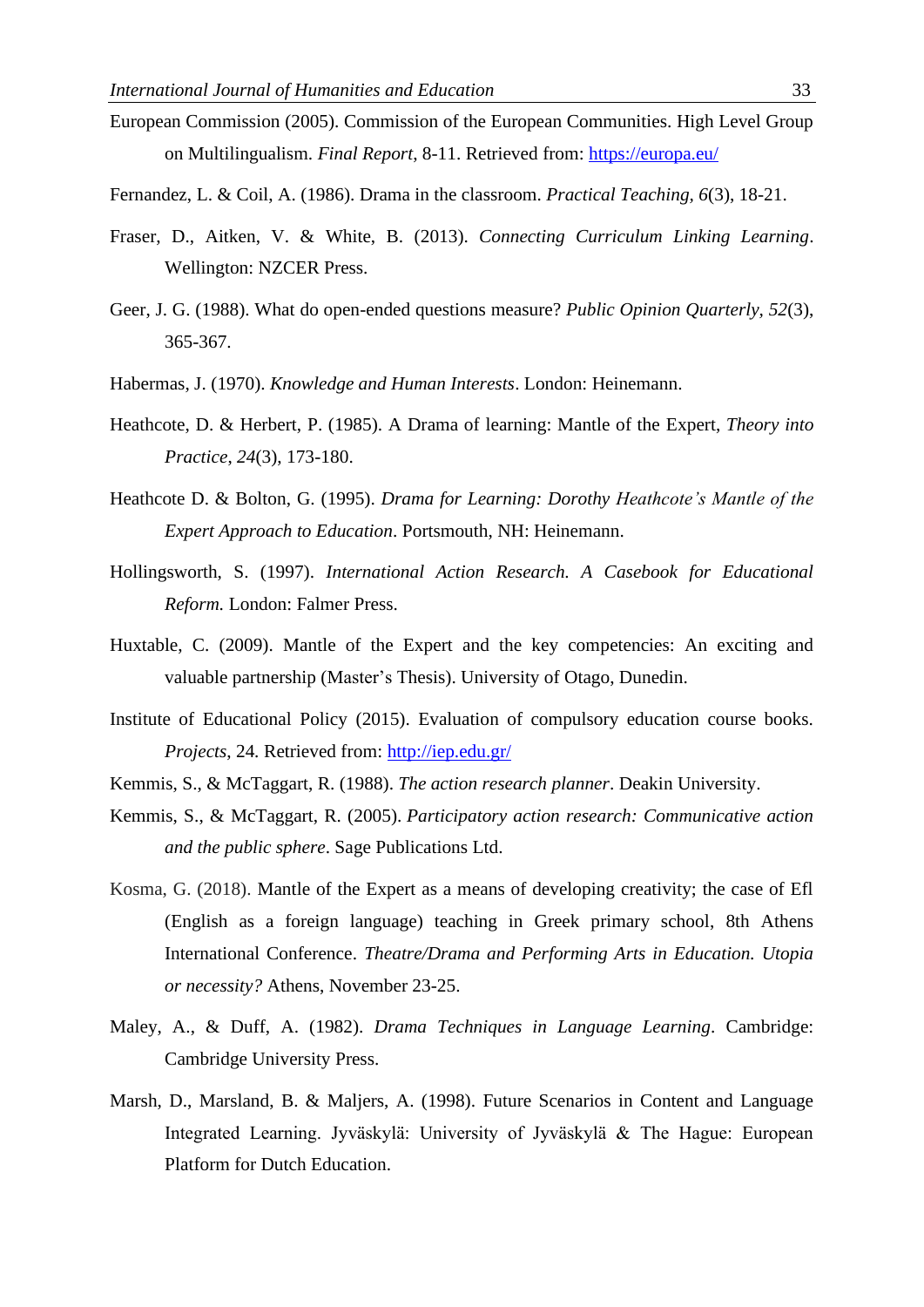European Commission (2005). Commission of the European Communities. High Level Group on Multilingualism. *Final Report*, 8-11. Retrieved from: https://europa.eu/

Fernandez, L. & Coil, A. (1986). Drama in the classroom. *Practical Teaching*, *6*(3), 18-21.

Fraser, D., Aitken, V. & White, B. (2013). *Connecting Curriculum Linking Learning*. Wellington: NZCER Press.

Geer, J. G. (1988). What do open-ended questions measure? *Public Opinion Quarterly*, *52*(3), 365-367.

Habermas, J. (1970). *Knowledge and Human Interests*. London: Heinemann.

Heathcote, D. & Herbert, P. (1985). A Drama of learning: Mantle of the Expert, *Theory into Practice*, *24*(3), 173-180.

Heathcote D. & Bolton, G. (1995). *Drama for Learning: Dorothy Heathcote's Mantle of the Expert Approach to Education*. Portsmouth, NH: Heinemann.

Hollingsworth, S. (1997). *International Action Research. A Casebook for Educational Reform.* London: Falmer Press.

Huxtable, C. (2009). Mantle of the Expert and the key competencies: An exciting and valuable partnership (Master's Thesis). University of Otago, Dunedin.

Institute of Educational Policy (2015). Evaluation of compulsory education course books. *Projects*, 24. Retrieved from: http://iep.edu.gr/

Kemmis, S., & McTaggart, R. (1988). *The action research planner*. Deakin University.

Kemmis, S., & McTaggart, R. (2005). *Participatory action research: Communicative action and the public sphere*. Sage Publications Ltd.

Kosma, G. (2018). Mantle of the Expert as a means of developing creativity; the case of Efl (English as a foreign language) teaching in Greek primary school, 8th Athens International Conference. *Theatre/Drama and Performing Arts in Education. Utopia or necessity?* Athens, November 23-25.

Maley, A., & Duff, A. (1982). *Drama Techniques in Language Learning*. Cambridge: Cambridge University Press.

Marsh, D., Marsland, B. & Maljers, A. (1998). Future Scenarios in Content and Language Integrated Learning. Jyväskylä: University of Jyväskylä & The Hague: European Platform for Dutch Education.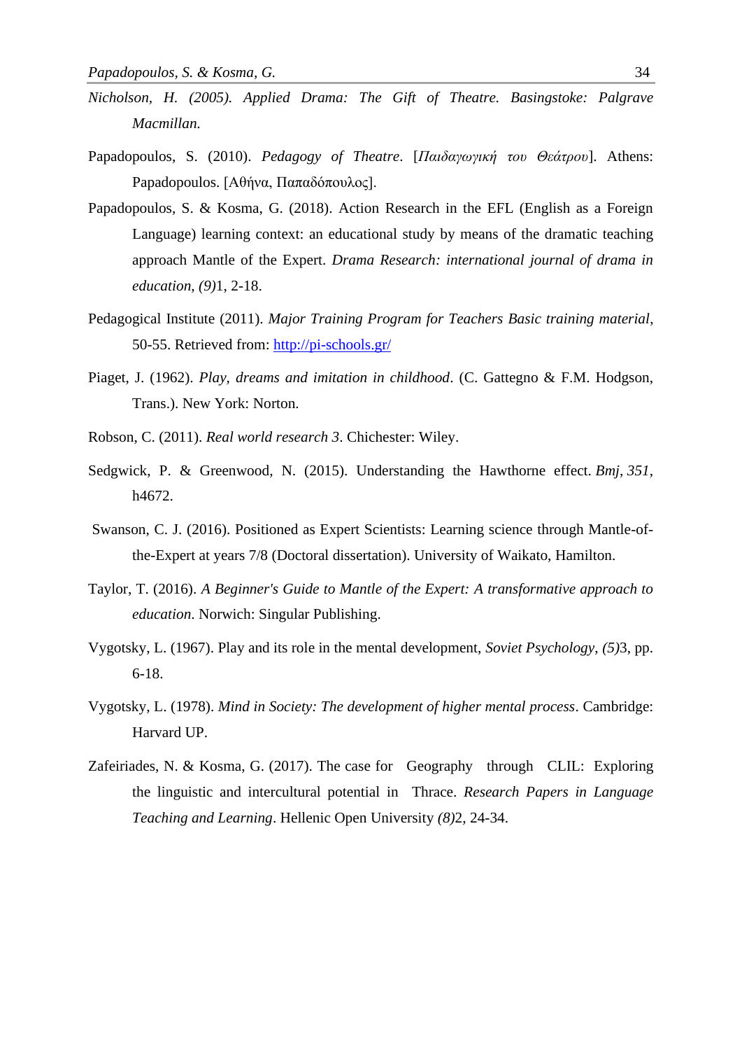*Nicholson, H. (2005). Applied Drama: The Gift of Theatre. Basingstoke: Palgrave Macmillan.*

Papadopoulos, S. (2010). *Pedagogy of Theatre*. [*Παιδαγωγική του Θεάτρου*]. Athens: Papadopoulos. [Αθήνα, Παπαδόπουλος].

Papadopoulos, S. & Kosma, G. (2018). Action Research in the EFL (English as a Foreign Language) learning context: an educational study by means of the dramatic teaching approach Mantle of the Expert. *Drama Research: international journal of drama in education*, *(9)*1, 2-18.

Pedagogical Institute (2011). *Major Training Program for Teachers Basic training material*, 50-55. Retrieved from: http://pi-schools.gr/

Piaget, J. (1962). *Play, dreams and imitation in childhood*. (C. Gattegno & F.M. Hodgson, Trans.). New York: Norton.

Robson, C. (2011). *Real world research 3*. Chichester: Wiley.

Sedgwick, P. & Greenwood, N. (2015). Understanding the Hawthorne effect. *Bmj*, *351*, h4672.

Swanson, C. J. (2016). Positioned as Expert Scientists: Learning science through Mantle-of-the-Expert at years 7/8 (Doctoral dissertation). University of Waikato, Hamilton.

Taylor, T. (2016). *A Beginner's Guide to Mantle of the Expert: A transformative approach to education*. Norwich: Singular Publishing.

Vygotsky, L. (1967). Play and its role in the mental development, *Soviet Psychology*, *(5)*3, pp. 6-18.

Vygotsky, L. (1978). *Mind in Society: The development of higher mental process*. Cambridge: Harvard UP.

Zafeiriades, N. & Kosma, G. (2017). The case for Geography through CLIL: Exploring the linguistic and intercultural potential in Thrace. *Research Papers in Language Teaching and Learning*. Hellenic Open University *(8)*2, 24-34.